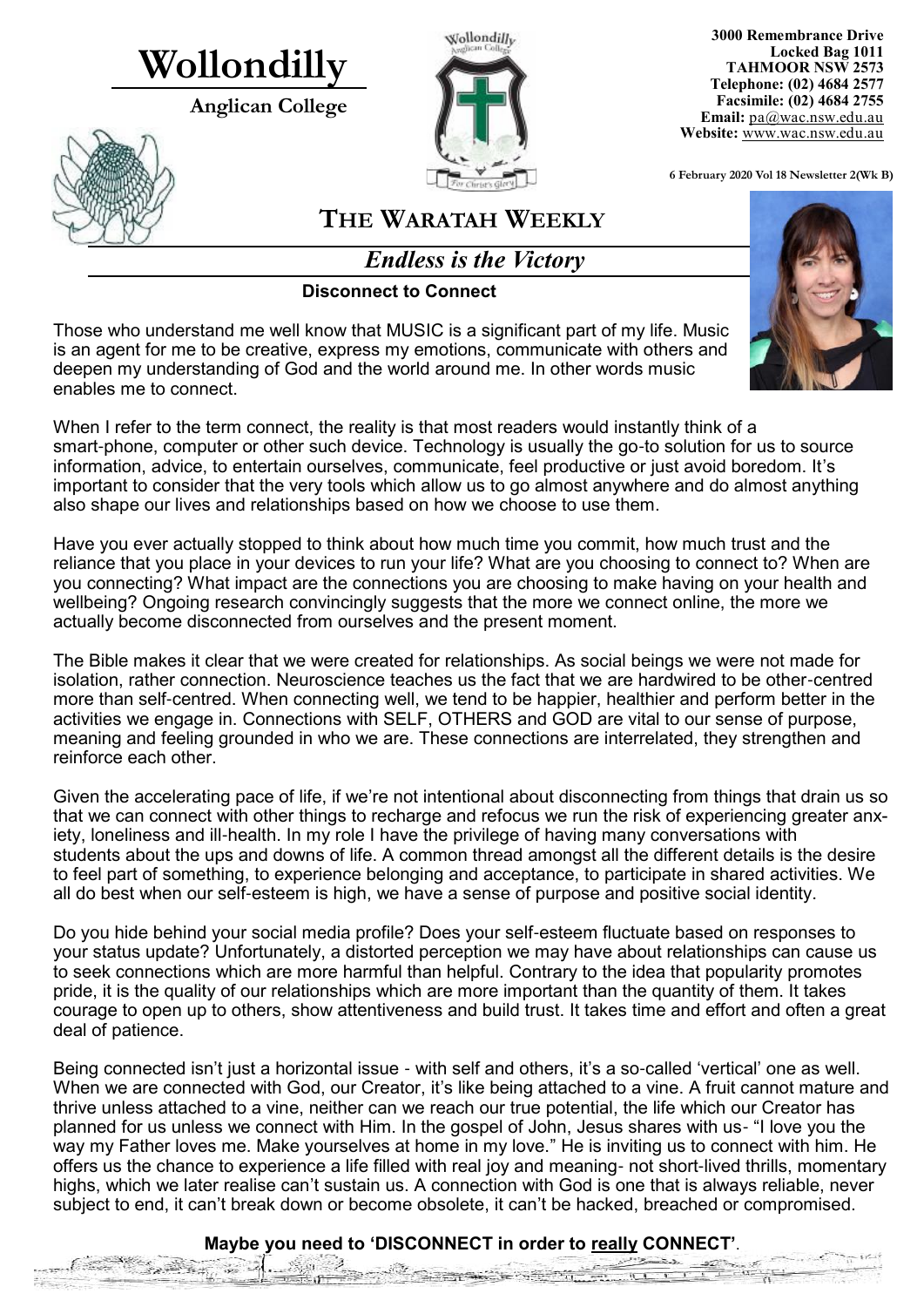# Wollondilly

**Anglican College**

**3000 Remembrance Drive**
**Locked Bag 1011**
**TAHMOOR NSW 2573**
**Telephone: (02) 4684 2577**
**Facsimile: (02) 4684 2755**
**Email:** pa@wac.nsw.edu.au
**Website:** www.wac.nsw.edu.au

6 February 2020 Vol 18 Newsletter 2(Wk B)

# THE WARATAH WEEKLY

## *Endless is the Victory*

### Disconnect to Connect

Those who understand me well know that MUSIC is a significant part of my life. Music is an agent for me to be creative, express my emotions, communicate with others and deepen my understanding of God and the world around me. In other words music enables me to connect.

When I refer to the term connect, the reality is that most readers would instantly think of a smart-phone, computer or other such device. Technology is usually the go-to solution for us to source information, advice, to entertain ourselves, communicate, feel productive or just avoid boredom. It's important to consider that the very tools which allow us to go almost anywhere and do almost anything also shape our lives and relationships based on how we choose to use them.

Have you ever actually stopped to think about how much time you commit, how much trust and the reliance that you place in your devices to run your life? What are you choosing to connect to? When are you connecting? What impact are the connections you are choosing to make having on your health and wellbeing? Ongoing research convincingly suggests that the more we connect online, the more we actually become disconnected from ourselves and the present moment.

The Bible makes it clear that we were created for relationships. As social beings we were not made for isolation, rather connection. Neuroscience teaches us the fact that we are hardwired to be other-centred more than self-centred. When connecting well, we tend to be happier, healthier and perform better in the activities we engage in. Connections with SELF, OTHERS and GOD are vital to our sense of purpose, meaning and feeling grounded in who we are. These connections are interrelated, they strengthen and reinforce each other.

Given the accelerating pace of life, if we're not intentional about disconnecting from things that drain us so that we can connect with other things to recharge and refocus we run the risk of experiencing greater anxiety, loneliness and ill-health. In my role I have the privilege of having many conversations with students about the ups and downs of life. A common thread amongst all the different details is the desire to feel part of something, to experience belonging and acceptance, to participate in shared activities. We all do best when our self-esteem is high, we have a sense of purpose and positive social identity.

Do you hide behind your social media profile? Does your self-esteem fluctuate based on responses to your status update? Unfortunately, a distorted perception we may have about relationships can cause us to seek connections which are more harmful than helpful. Contrary to the idea that popularity promotes pride, it is the quality of our relationships which are more important than the quantity of them. It takes courage to open up to others, show attentiveness and build trust. It takes time and effort and often a great deal of patience.

Being connected isn't just a horizontal issue - with self and others, it's a so-called 'vertical' one as well. When we are connected with God, our Creator, it's like being attached to a vine. A fruit cannot mature and thrive unless attached to a vine, neither can we reach our true potential, the life which our Creator has planned for us unless we connect with Him. In the gospel of John, Jesus shares with us- "I love you the way my Father loves me. Make yourselves at home in my love." He is inviting us to connect with him. He offers us the chance to experience a life filled with real joy and meaning- not short-lived thrills, momentary highs, which we later realise can't sustain us. A connection with God is one that is always reliable, never subject to end, it can't break down or become obsolete, it can't be hacked, breached or compromised.

**Maybe you need to 'DISCONNECT in order to <u>really</u> CONNECT'**.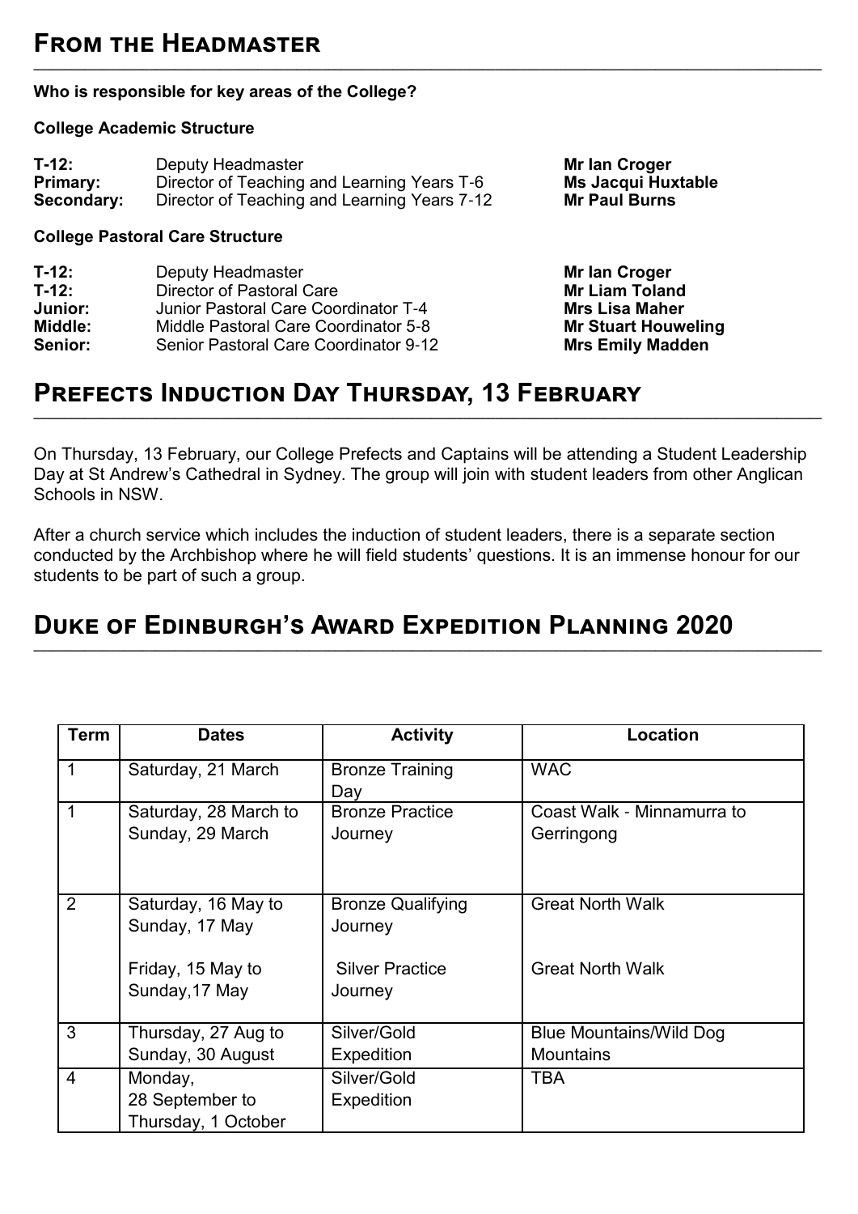## From the Headmaster

**Who is responsible for key areas of the College?**

**College Academic Structure**

| | | |
|---|---|---|
| **T-12:** | Deputy Headmaster | **Mr Ian Croger** |
| **Primary:** | Director of Teaching and Learning Years T-6 | **Ms Jacqui Huxtable** |
| **Secondary:** | Director of Teaching and Learning Years 7-12 | **Mr Paul Burns** |

**College Pastoral Care Structure**

| | | |
|---|---|---|
| **T-12:** | Deputy Headmaster | **Mr Ian Croger** |
| **T-12:** | Director of Pastoral Care | **Mr Liam Toland** |
| **Junior:** | Junior Pastoral Care Coordinator T-4 | **Mrs Lisa Maher** |
| **Middle:** | Middle Pastoral Care Coordinator 5-8 | **Mr Stuart Houweling** |
| **Senior:** | Senior Pastoral Care Coordinator 9-12 | **Mrs Emily Madden** |

## Prefects Induction Day Thursday, 13 February

On Thursday, 13 February, our College Prefects and Captains will be attending a Student Leadership Day at St Andrew's Cathedral in Sydney. The group will join with student leaders from other Anglican Schools in NSW.

After a church service which includes the induction of student leaders, there is a separate section conducted by the Archbishop where he will field students' questions. It is an immense honour for our students to be part of such a group.

## Duke of Edinburgh's Award Expedition Planning 2020

| Term | Dates | Activity | Location |
|---|---|---|---|
| 1 | Saturday, 21 March | Bronze Training Day | WAC |
| 1 | Saturday, 28 March to Sunday, 29 March | Bronze Practice Journey | Coast Walk - Minnamurra to Gerringong |
| 2 | Saturday, 16 May to Sunday, 17 May<br><br>Friday, 15 May to Sunday,17 May | Bronze Qualifying Journey<br><br>Silver Practice Journey | Great North Walk<br><br>Great North Walk |
| 3 | Thursday, 27 Aug to Sunday, 30 August | Silver/Gold Expedition | Blue Mountains/Wild Dog Mountains |
| 4 | Monday, 28 September to Thursday, 1 October | Silver/Gold Expedition | TBA |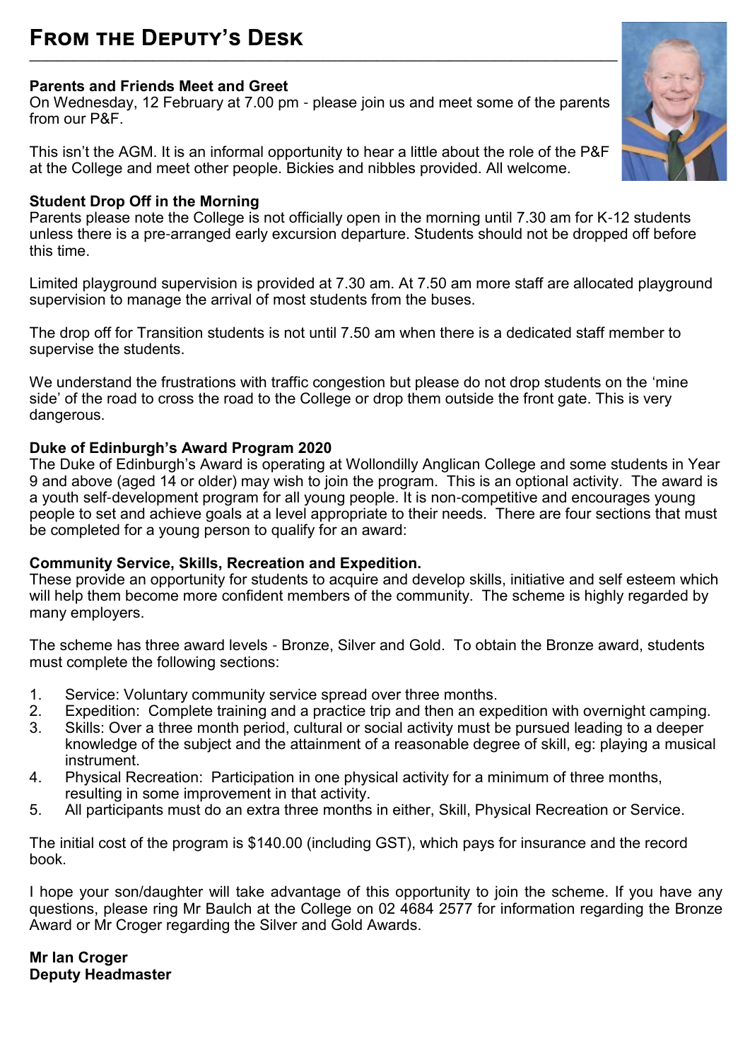# From the Deputy's Desk

**Parents and Friends Meet and Greet**
On Wednesday, 12 February at 7.00 pm - please join us and meet some of the parents from our P&F.

This isn't the AGM. It is an informal opportunity to hear a little about the role of the P&F at the College and meet other people. Bickies and nibbles provided. All welcome.

**Student Drop Off in the Morning**
Parents please note the College is not officially open in the morning until 7.30 am for K-12 students unless there is a pre-arranged early excursion departure. Students should not be dropped off before this time.

Limited playground supervision is provided at 7.30 am. At 7.50 am more staff are allocated playground supervision to manage the arrival of most students from the buses.

The drop off for Transition students is not until 7.50 am when there is a dedicated staff member to supervise the students.

We understand the frustrations with traffic congestion but please do not drop students on the 'mine side' of the road to cross the road to the College or drop them outside the front gate. This is very dangerous.

**Duke of Edinburgh's Award Program 2020**
The Duke of Edinburgh's Award is operating at Wollondilly Anglican College and some students in Year 9 and above (aged 14 or older) may wish to join the program. This is an optional activity. The award is a youth self-development program for all young people. It is non-competitive and encourages young people to set and achieve goals at a level appropriate to their needs. There are four sections that must be completed for a young person to qualify for an award:

**Community Service, Skills, Recreation and Expedition.**
These provide an opportunity for students to acquire and develop skills, initiative and self esteem which will help them become more confident members of the community. The scheme is highly regarded by many employers.

The scheme has three award levels - Bronze, Silver and Gold. To obtain the Bronze award, students must complete the following sections:

1. Service: Voluntary community service spread over three months.
2. Expedition: Complete training and a practice trip and then an expedition with overnight camping.
3. Skills: Over a three month period, cultural or social activity must be pursued leading to a deeper knowledge of the subject and the attainment of a reasonable degree of skill, eg: playing a musical instrument.
4. Physical Recreation: Participation in one physical activity for a minimum of three months, resulting in some improvement in that activity.
5. All participants must do an extra three months in either, Skill, Physical Recreation or Service.

The initial cost of the program is $140.00 (including GST), which pays for insurance and the record book.

I hope your son/daughter will take advantage of this opportunity to join the scheme. If you have any questions, please ring Mr Baulch at the College on 02 4684 2577 for information regarding the Bronze Award or Mr Croger regarding the Silver and Gold Awards.

**Mr Ian Croger**
**Deputy Headmaster**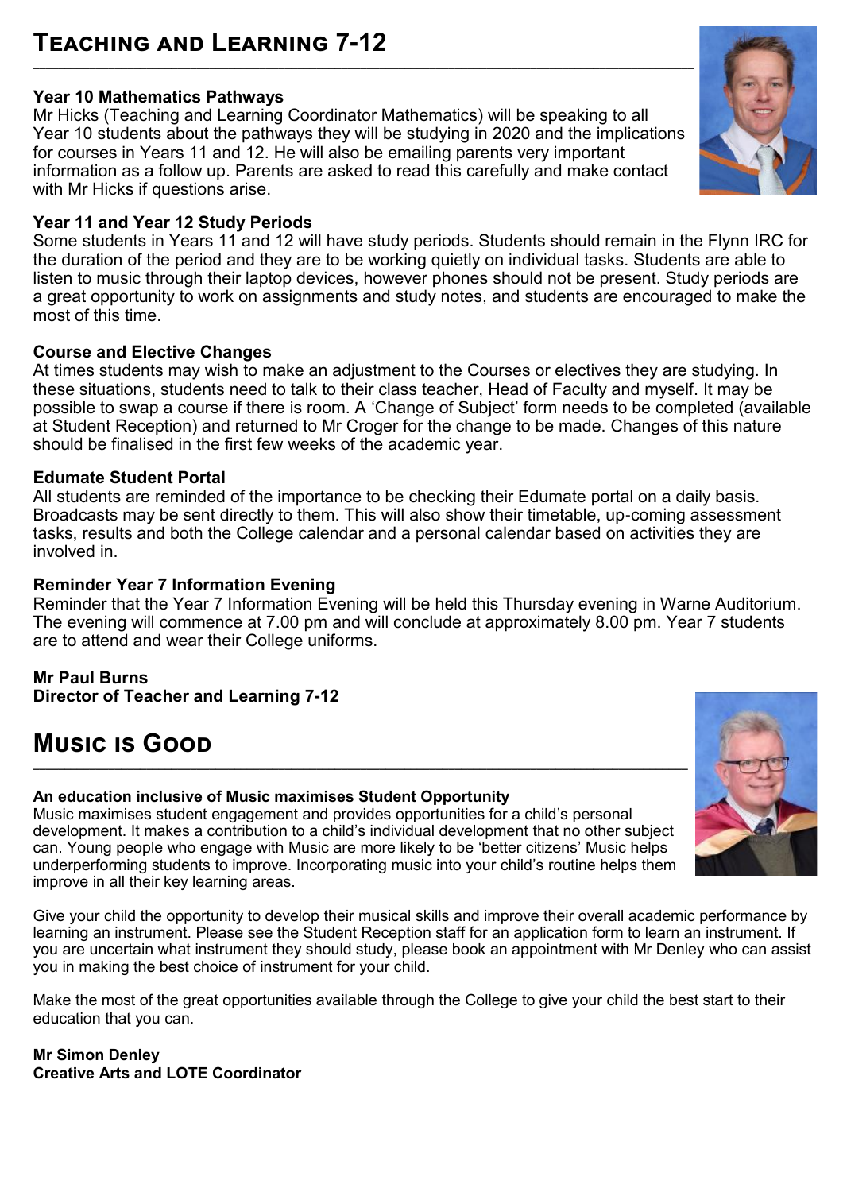## Teaching and Learning 7-12

### Year 10 Mathematics Pathways

Mr Hicks (Teaching and Learning Coordinator Mathematics) will be speaking to all Year 10 students about the pathways they will be studying in 2020 and the implications for courses in Years 11 and 12. He will also be emailing parents very important information as a follow up. Parents are asked to read this carefully and make contact with Mr Hicks if questions arise.

### Year 11 and Year 12 Study Periods

Some students in Years 11 and 12 will have study periods. Students should remain in the Flynn IRC for the duration of the period and they are to be working quietly on individual tasks. Students are able to listen to music through their laptop devices, however phones should not be present. Study periods are a great opportunity to work on assignments and study notes, and students are encouraged to make the most of this time.

### Course and Elective Changes

At times students may wish to make an adjustment to the Courses or electives they are studying. In these situations, students need to talk to their class teacher, Head of Faculty and myself. It may be possible to swap a course if there is room. A 'Change of Subject' form needs to be completed (available at Student Reception) and returned to Mr Croger for the change to be made. Changes of this nature should be finalised in the first few weeks of the academic year.

### Edumate Student Portal

All students are reminded of the importance to be checking their Edumate portal on a daily basis. Broadcasts may be sent directly to them. This will also show their timetable, up-coming assessment tasks, results and both the College calendar and a personal calendar based on activities they are involved in.

### Reminder Year 7 Information Evening

Reminder that the Year 7 Information Evening will be held this Thursday evening in Warne Auditorium. The evening will commence at 7.00 pm and will conclude at approximately 8.00 pm. Year 7 students are to attend and wear their College uniforms.

**Mr Paul Burns**
**Director of Teacher and Learning 7-12**

## Music is Good

### An education inclusive of Music maximises Student Opportunity

Music maximises student engagement and provides opportunities for a child's personal development. It makes a contribution to a child's individual development that no other subject can. Young people who engage with Music are more likely to be 'better citizens' Music helps underperforming students to improve. Incorporating music into your child's routine helps them improve in all their key learning areas.

Give your child the opportunity to develop their musical skills and improve their overall academic performance by learning an instrument. Please see the Student Reception staff for an application form to learn an instrument. If you are uncertain what instrument they should study, please book an appointment with Mr Denley who can assist you in making the best choice of instrument for your child.

Make the most of the great opportunities available through the College to give your child the best start to their education that you can.

**Mr Simon Denley**
**Creative Arts and LOTE Coordinator**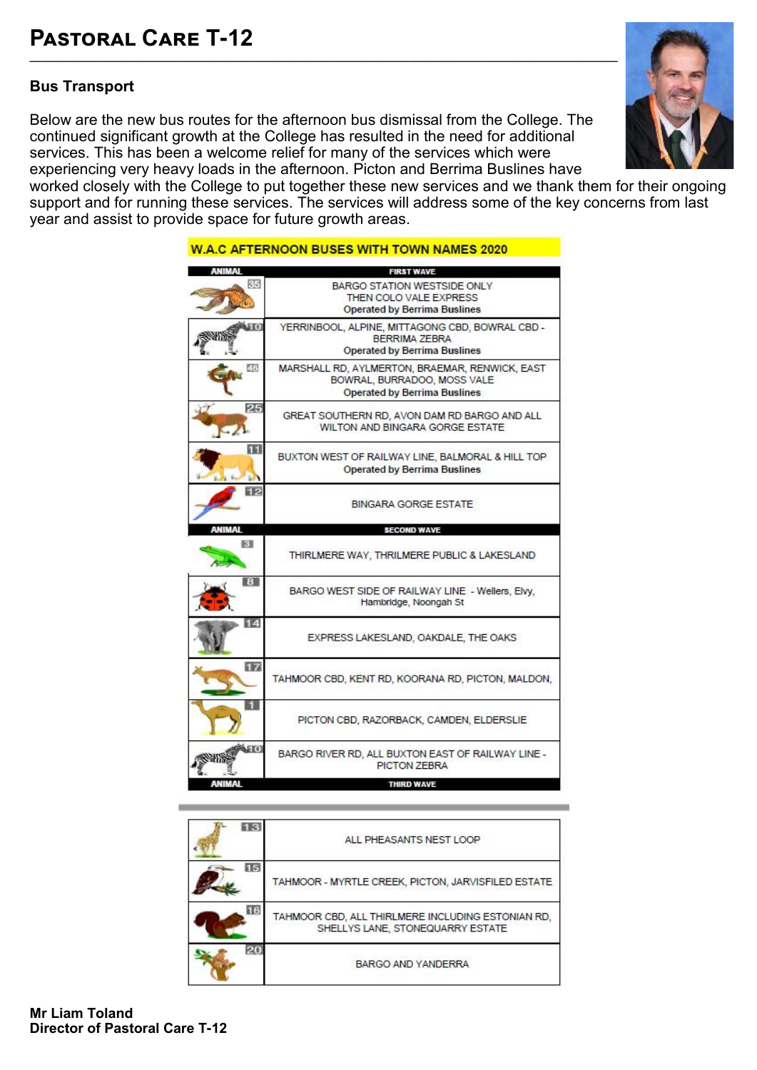# Pastoral Care T-12

## Bus Transport

Below are the new bus routes for the afternoon bus dismissal from the College. The continued significant growth at the College has resulted in the need for additional services. This has been a welcome relief for many of the services which were experiencing very heavy loads in the afternoon. Picton and Berrima Buslines have worked closely with the College to put together these new services and we thank them for their ongoing support and for running these services. The services will address some of the key concerns from last year and assist to provide space for future growth areas.

**W.A.C AFTERNOON BUSES WITH TOWN NAMES 2020**

| ANIMAL | FIRST WAVE |
|---|---|
| 35 | BARGO STATION WESTSIDE ONLY THEN COLO VALE EXPRESS Operated by Berrima Buslines |
| 10 | YERRINBOOL, ALPINE, MITTAGONG CBD, BOWRAL CBD - BERRIMA ZEBRA Operated by Berrima Buslines |
| 46 | MARSHALL RD, AYLMERTON, BRAEMAR, RENWICK, EAST BOWRAL, BURRADOO, MOSS VALE Operated by Berrima Buslines |
| 25 | GREAT SOUTHERN RD, AVON DAM RD BARGO AND ALL WILTON AND BINGARA GORGE ESTATE |
| 11 | BUXTON WEST OF RAILWAY LINE, BALMORAL & HILL TOP Operated by Berrima Buslines |
| 12 | BINGARA GORGE ESTATE |
| **ANIMAL** | **SECOND WAVE** |
| 3 | THIRLMERE WAY, THIRLMERE PUBLIC & LAKESLAND |
| 8 | BARGO WEST SIDE OF RAILWAY LINE - Wellers, Elvy, Hambridge, Noongah St |
| 14 | EXPRESS LAKESLAND, OAKDALE, THE OAKS |
| 17 | TAHMOOR CBD, KENT RD, KOORANA RD, PICTON, MALDON, |
| 1 | PICTON CBD, RAZORBACK, CAMDEN, ELDERSLIE |
| 10 | BARGO RIVER RD, ALL BUXTON EAST OF RAILWAY LINE - PICTON ZEBRA |
| **ANIMAL** | **THIRD WAVE** |
| 13 | ALL PHEASANTS NEST LOOP |
| 15 | TAHMOOR - MYRTLE CREEK, PICTON, JARVISFILED ESTATE |
| 16 | TAHMOOR CBD, ALL THIRLMERE INCLUDING ESTONIAN RD, SHELLYS LANE, STONEQUARRY ESTATE |
| 20 | BARGO AND YANDERRA |

**Mr Liam Toland**
**Director of Pastoral Care T-12**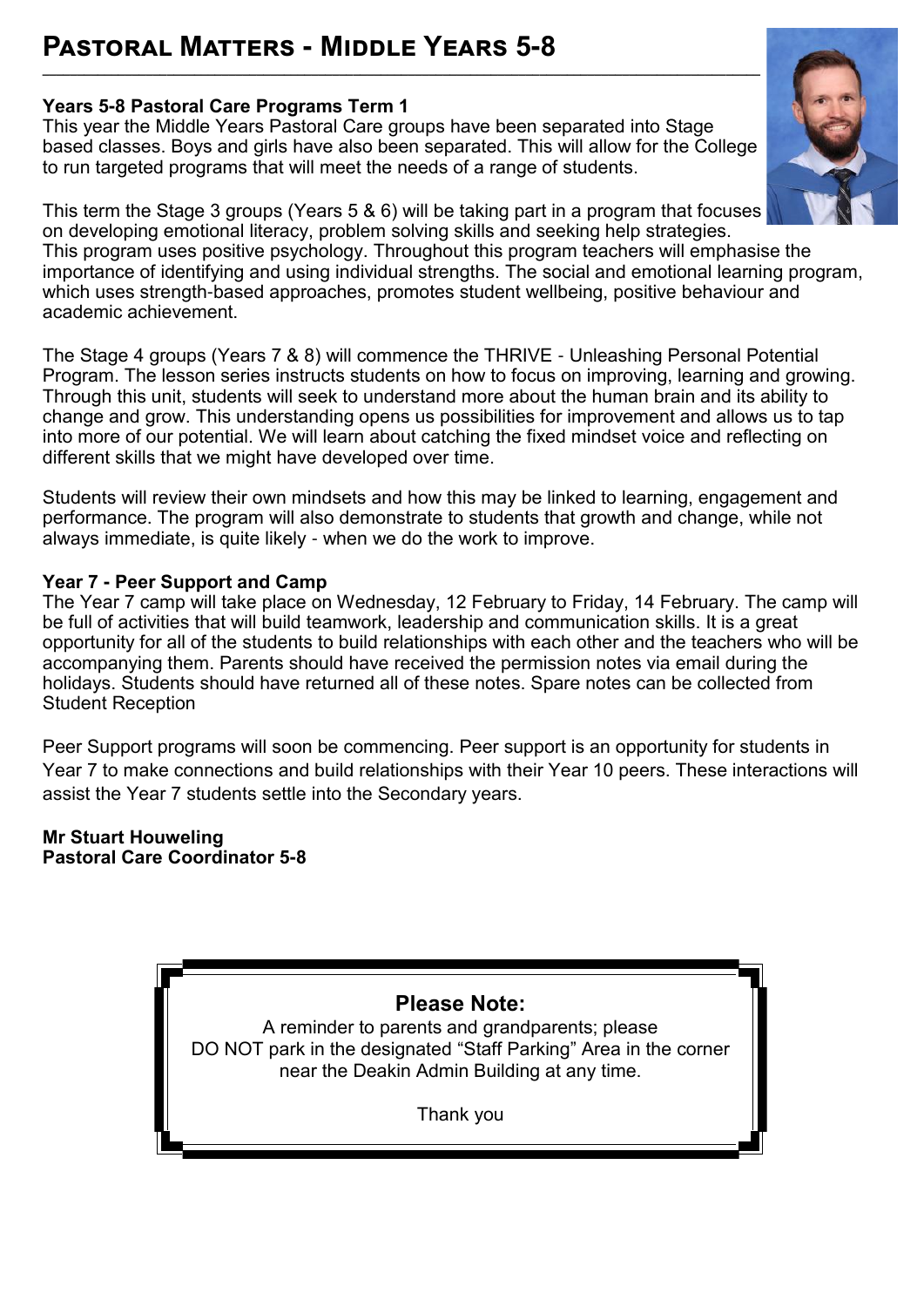# Pastoral Matters - Middle Years 5-8

**Years 5-8 Pastoral Care Programs Term 1**

This year the Middle Years Pastoral Care groups have been separated into Stage based classes. Boys and girls have also been separated. This will allow for the College to run targeted programs that will meet the needs of a range of students.

This term the Stage 3 groups (Years 5 & 6) will be taking part in a program that focuses on developing emotional literacy, problem solving skills and seeking help strategies. This program uses positive psychology. Throughout this program teachers will emphasise the importance of identifying and using individual strengths. The social and emotional learning program, which uses strength-based approaches, promotes student wellbeing, positive behaviour and academic achievement.

The Stage 4 groups (Years 7 & 8) will commence the THRIVE - Unleashing Personal Potential Program. The lesson series instructs students on how to focus on improving, learning and growing. Through this unit, students will seek to understand more about the human brain and its ability to change and grow. This understanding opens us possibilities for improvement and allows us to tap into more of our potential. We will learn about catching the fixed mindset voice and reflecting on different skills that we might have developed over time.

Students will review their own mindsets and how this may be linked to learning, engagement and performance. The program will also demonstrate to students that growth and change, while not always immediate, is quite likely - when we do the work to improve.

**Year 7 - Peer Support and Camp**

The Year 7 camp will take place on Wednesday, 12 February to Friday, 14 February. The camp will be full of activities that will build teamwork, leadership and communication skills. It is a great opportunity for all of the students to build relationships with each other and the teachers who will be accompanying them. Parents should have received the permission notes via email during the holidays. Students should have returned all of these notes. Spare notes can be collected from Student Reception

Peer Support programs will soon be commencing. Peer support is an opportunity for students in Year 7 to make connections and build relationships with their Year 10 peers. These interactions will assist the Year 7 students settle into the Secondary years.

**Mr Stuart Houweling**
**Pastoral Care Coordinator 5-8**

**Please Note:**

A reminder to parents and grandparents; please DO NOT park in the designated "Staff Parking" Area in the corner near the Deakin Admin Building at any time.

Thank you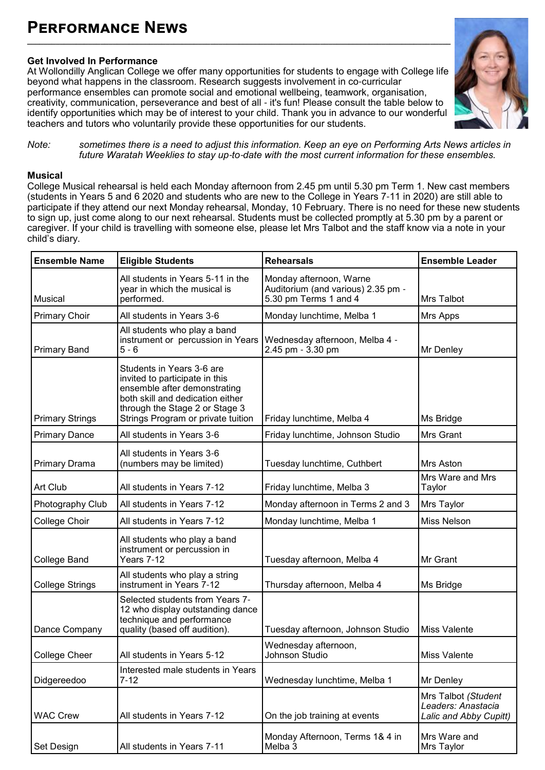# Performance News

### Get Involved In Performance

At Wollondilly Anglican College we offer many opportunities for students to engage with College life beyond what happens in the classroom. Research suggests involvement in co-curricular performance ensembles can promote social and emotional wellbeing, teamwork, organisation, creativity, communication, perseverance and best of all - it's fun! Please consult the table below to identify opportunities which may be of interest to your child. Thank you in advance to our wonderful teachers and tutors who voluntarily provide these opportunities for our students.

*Note: sometimes there is a need to adjust this information. Keep an eye on Performing Arts News articles in future Waratah Weeklies to stay up-to-date with the most current information for these ensembles.*

### Musical

College Musical rehearsal is held each Monday afternoon from 2.45 pm until 5.30 pm Term 1. New cast members (students in Years 5 and 6 2020 and students who are new to the College in Years 7-11 in 2020) are still able to participate if they attend our next Monday rehearsal, Monday, 10 February. There is no need for these new students to sign up, just come along to our next rehearsal. Students must be collected promptly at 5.30 pm by a parent or caregiver. If your child is travelling with someone else, please let Mrs Talbot and the staff know via a note in your child's diary.

| Ensemble Name | Eligible Students | Rehearsals | Ensemble Leader |
|---|---|---|---|
| Musical | All students in Years 5-11 in the year in which the musical is performed. | Monday afternoon, Warne Auditorium (and various) 2.35 pm - 5.30 pm Terms 1 and 4 | Mrs Talbot |
| Primary Choir | All students in Years 3-6 | Monday lunchtime, Melba 1 | Mrs Apps |
| Primary Band | All students who play a band instrument or percussion in Years 5 - 6 | Wednesday afternoon, Melba 4 - 2.45 pm - 3.30 pm | Mr Denley |
| Primary Strings | Students in Years 3-6 are invited to participate in this ensemble after demonstrating both skill and dedication either through the Stage 2 or Stage 3 Strings Program or private tuition | Friday lunchtime, Melba 4 | Ms Bridge |
| Primary Dance | All students in Years 3-6 | Friday lunchtime, Johnson Studio | Mrs Grant |
| Primary Drama | All students in Years 3-6 (numbers may be limited) | Tuesday lunchtime, Cuthbert | Mrs Aston |
| Art Club | All students in Years 7-12 | Friday lunchtime, Melba 3 | Mrs Ware and Mrs Taylor |
| Photography Club | All students in Years 7-12 | Monday afternoon in Terms 2 and 3 | Mrs Taylor |
| College Choir | All students in Years 7-12 | Monday lunchtime, Melba 1 | Miss Nelson |
| College Band | All students who play a band instrument or percussion in Years 7-12 | Tuesday afternoon, Melba 4 | Mr Grant |
| College Strings | All students who play a string instrument in Years 7-12 | Thursday afternoon, Melba 4 | Ms Bridge |
| Dance Company | Selected students from Years 7-12 who display outstanding dance technique and performance quality (based off audition). | Tuesday afternoon, Johnson Studio | Miss Valente |
| College Cheer | All students in Years 5-12 | Wednesday afternoon, Johnson Studio | Miss Valente |
| Didgereedoo | Interested male students in Years 7-12 | Wednesday lunchtime, Melba 1 | Mr Denley |
| WAC Crew | All students in Years 7-12 | On the job training at events | Mrs Talbot *(Student Leaders: Anastacia Lalic and Abby Cupitt)* |
| Set Design | All students in Years 7-11 | Monday Afternoon, Terms 1& 4 in Melba 3 | Mrs Ware and Mrs Taylor |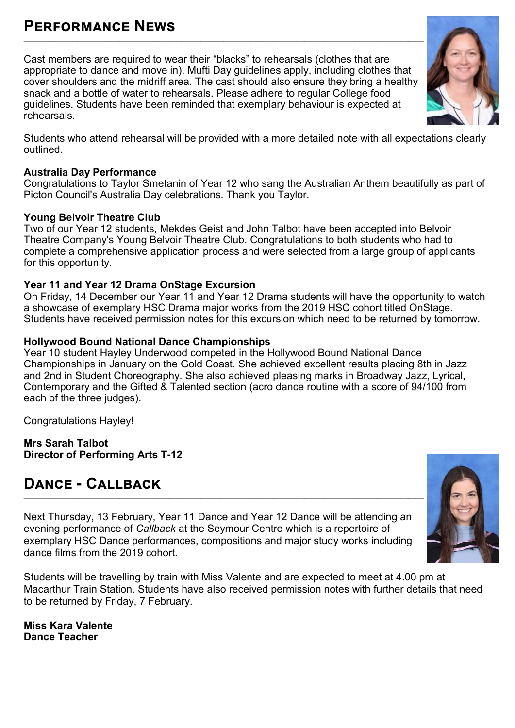## Performance News

Cast members are required to wear their "blacks" to rehearsals (clothes that are appropriate to dance and move in). Mufti Day guidelines apply, including clothes that cover shoulders and the midriff area. The cast should also ensure they bring a healthy snack and a bottle of water to rehearsals. Please adhere to regular College food guidelines. Students have been reminded that exemplary behaviour is expected at rehearsals.

Students who attend rehearsal will be provided with a more detailed note with all expectations clearly outlined.

**Australia Day Performance**
Congratulations to Taylor Smetanin of Year 12 who sang the Australian Anthem beautifully as part of Picton Council's Australia Day celebrations. Thank you Taylor.

**Young Belvoir Theatre Club**
Two of our Year 12 students, Mekdes Geist and John Talbot have been accepted into Belvoir Theatre Company's Young Belvoir Theatre Club. Congratulations to both students who had to complete a comprehensive application process and were selected from a large group of applicants for this opportunity.

**Year 11 and Year 12 Drama OnStage Excursion**
On Friday, 14 December our Year 11 and Year 12 Drama students will have the opportunity to watch a showcase of exemplary HSC Drama major works from the 2019 HSC cohort titled OnStage. Students have received permission notes for this excursion which need to be returned by tomorrow.

**Hollywood Bound National Dance Championships**
Year 10 student Hayley Underwood competed in the Hollywood Bound National Dance Championships in January on the Gold Coast. She achieved excellent results placing 8th in Jazz and 2nd in Student Choreography. She also achieved pleasing marks in Broadway Jazz, Lyrical, Contemporary and the Gifted & Talented section (acro dance routine with a score of 94/100 from each of the three judges).

Congratulations Hayley!

**Mrs Sarah Talbot**
**Director of Performing Arts T-12**

## Dance - Callback

Next Thursday, 13 February, Year 11 Dance and Year 12 Dance will be attending an evening performance of *Callback* at the Seymour Centre which is a repertoire of exemplary HSC Dance performances, compositions and major study works including dance films from the 2019 cohort.

Students will be travelling by train with Miss Valente and are expected to meet at 4.00 pm at Macarthur Train Station. Students have also received permission notes with further details that need to be returned by Friday, 7 February.

**Miss Kara Valente**
**Dance Teacher**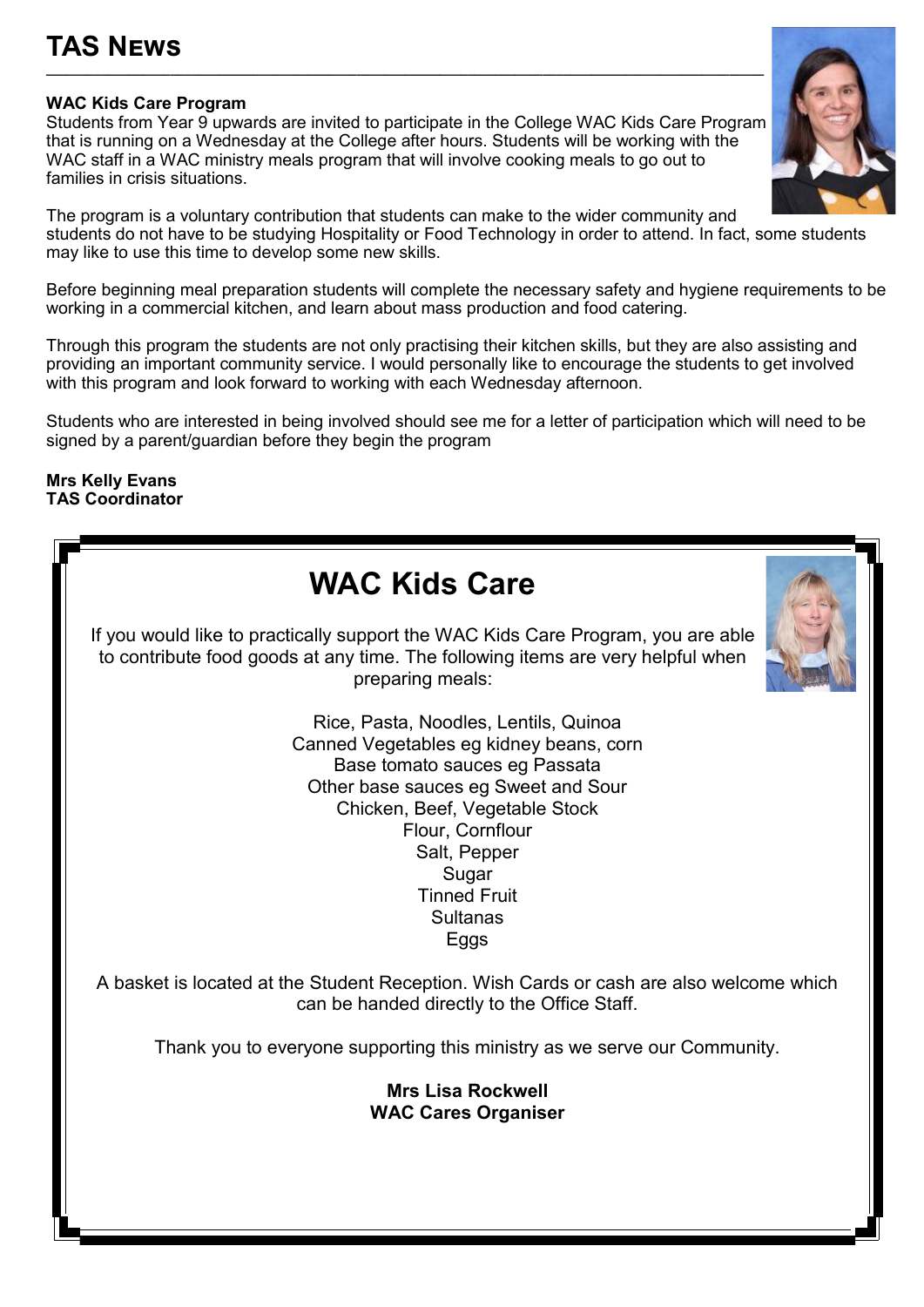# TAS News

**WAC Kids Care Program**

Students from Year 9 upwards are invited to participate in the College WAC Kids Care Program that is running on a Wednesday at the College after hours. Students will be working with the WAC staff in a WAC ministry meals program that will involve cooking meals to go out to families in crisis situations.

The program is a voluntary contribution that students can make to the wider community and students do not have to be studying Hospitality or Food Technology in order to attend. In fact, some students may like to use this time to develop some new skills.

Before beginning meal preparation students will complete the necessary safety and hygiene requirements to be working in a commercial kitchen, and learn about mass production and food catering.

Through this program the students are not only practising their kitchen skills, but they are also assisting and providing an important community service. I would personally like to encourage the students to get involved with this program and look forward to working with each Wednesday afternoon.

Students who are interested in being involved should see me for a letter of participation which will need to be signed by a parent/guardian before they begin the program

**Mrs Kelly Evans**
**TAS Coordinator**

## WAC Kids Care

If you would like to practically support the WAC Kids Care Program, you are able to contribute food goods at any time. The following items are very helpful when preparing meals:

Rice, Pasta, Noodles, Lentils, Quinoa
Canned Vegetables eg kidney beans, corn
Base tomato sauces eg Passata
Other base sauces eg Sweet and Sour
Chicken, Beef, Vegetable Stock
Flour, Cornflour
Salt, Pepper
Sugar
Tinned Fruit
Sultanas
Eggs

A basket is located at the Student Reception. Wish Cards or cash are also welcome which can be handed directly to the Office Staff.

Thank you to everyone supporting this ministry as we serve our Community.

**Mrs Lisa Rockwell**
**WAC Cares Organiser**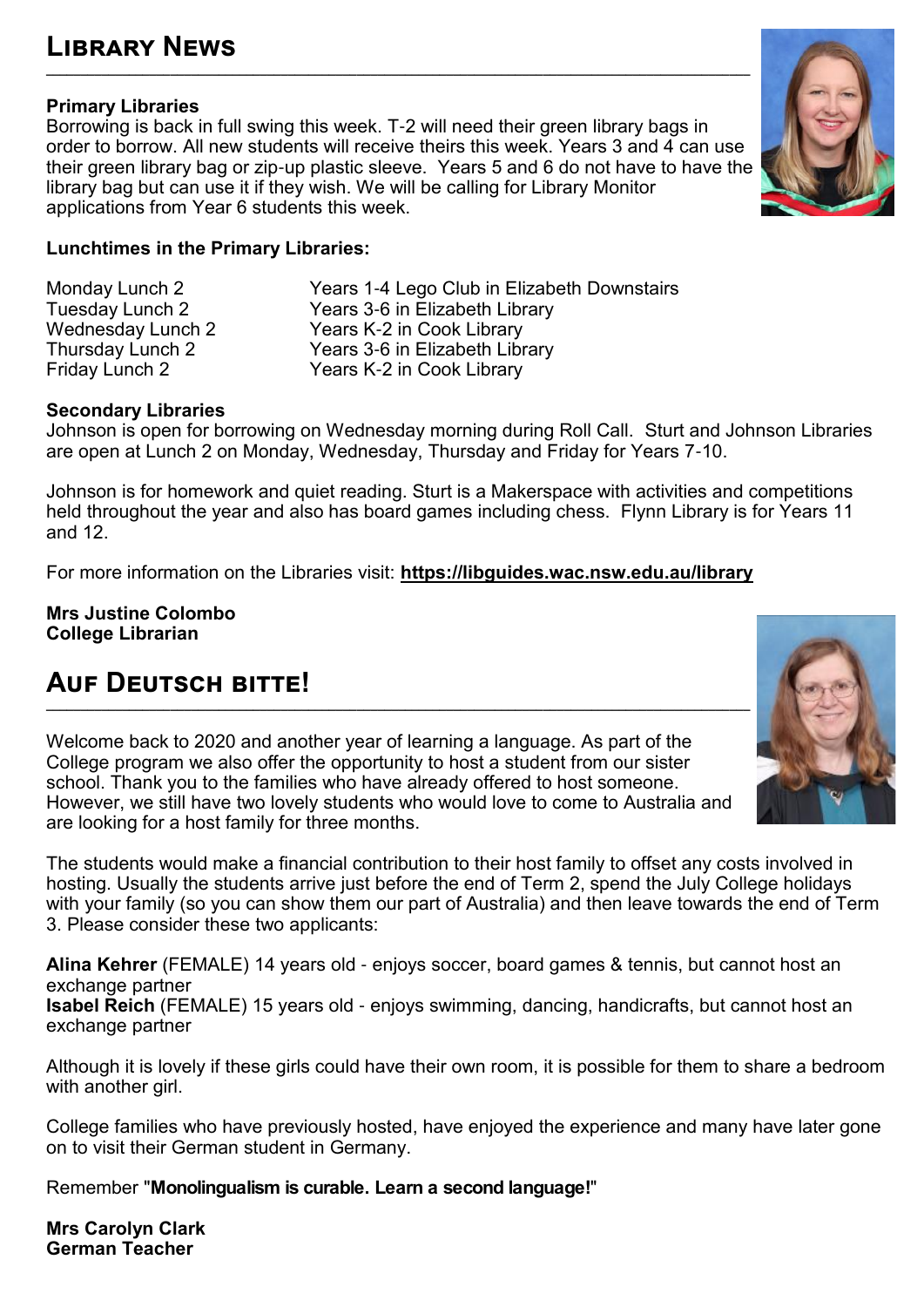## Library News

**Primary Libraries**
Borrowing is back in full swing this week. T-2 will need their green library bags in order to borrow. All new students will receive theirs this week. Years 3 and 4 can use their green library bag or zip-up plastic sleeve. Years 5 and 6 do not have to have the library bag but can use it if they wish. We will be calling for Library Monitor applications from Year 6 students this week.

**Lunchtimes in the Primary Libraries:**

| | |
|---|---|
| Monday Lunch 2 | Years 1-4 Lego Club in Elizabeth Downstairs |
| Tuesday Lunch 2 | Years 3-6 in Elizabeth Library |
| Wednesday Lunch 2 | Years K-2 in Cook Library |
| Thursday Lunch 2 | Years 3-6 in Elizabeth Library |
| Friday Lunch 2 | Years K-2 in Cook Library |

**Secondary Libraries**
Johnson is open for borrowing on Wednesday morning during Roll Call. Sturt and Johnson Libraries are open at Lunch 2 on Monday, Wednesday, Thursday and Friday for Years 7-10.

Johnson is for homework and quiet reading. Sturt is a Makerspace with activities and competitions held throughout the year and also has board games including chess. Flynn Library is for Years 11 and 12.

For more information on the Libraries visit: **https://libguides.wac.nsw.edu.au/library**

**Mrs Justine Colombo**
**College Librarian**

## Auf Deutsch bitte!

Welcome back to 2020 and another year of learning a language. As part of the College program we also offer the opportunity to host a student from our sister school. Thank you to the families who have already offered to host someone. However, we still have two lovely students who would love to come to Australia and are looking for a host family for three months.

The students would make a financial contribution to their host family to offset any costs involved in hosting. Usually the students arrive just before the end of Term 2, spend the July College holidays with your family (so you can show them our part of Australia) and then leave towards the end of Term 3. Please consider these two applicants:

**Alina Kehrer** (FEMALE) 14 years old - enjoys soccer, board games & tennis, but cannot host an exchange partner
**Isabel Reich** (FEMALE) 15 years old - enjoys swimming, dancing, handicrafts, but cannot host an exchange partner

Although it is lovely if these girls could have their own room, it is possible for them to share a bedroom with another girl.

College families who have previously hosted, have enjoyed the experience and many have later gone on to visit their German student in Germany.

Remember "**Monolingualism is curable. Learn a second language!**"

**Mrs Carolyn Clark**
**German Teacher**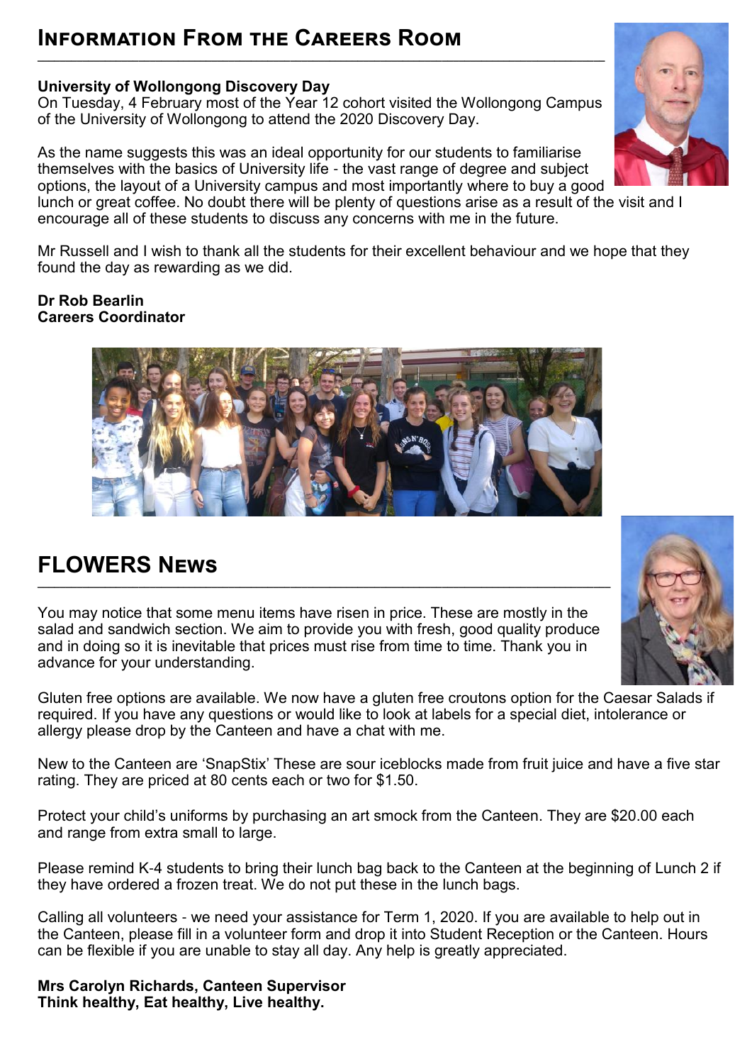## Information From the Careers Room

**University of Wollongong Discovery Day**
On Tuesday, 4 February most of the Year 12 cohort visited the Wollongong Campus of the University of Wollongong to attend the 2020 Discovery Day.

As the name suggests this was an ideal opportunity for our students to familiarise themselves with the basics of University life - the vast range of degree and subject options, the layout of a University campus and most importantly where to buy a good lunch or great coffee. No doubt there will be plenty of questions arise as a result of the visit and I encourage all of these students to discuss any concerns with me in the future.

Mr Russell and I wish to thank all the students for their excellent behaviour and we hope that they found the day as rewarding as we did.

**Dr Rob Bearlin**
**Careers Coordinator**

## FLOWERS News

You may notice that some menu items have risen in price. These are mostly in the salad and sandwich section. We aim to provide you with fresh, good quality produce and in doing so it is inevitable that prices must rise from time to time. Thank you in advance for your understanding.

Gluten free options are available. We now have a gluten free croutons option for the Caesar Salads if required. If you have any questions or would like to look at labels for a special diet, intolerance or allergy please drop by the Canteen and have a chat with me.

New to the Canteen are 'SnapStix' These are sour iceblocks made from fruit juice and have a five star rating. They are priced at 80 cents each or two for $1.50.

Protect your child's uniforms by purchasing an art smock from the Canteen. They are $20.00 each and range from extra small to large.

Please remind K-4 students to bring their lunch bag back to the Canteen at the beginning of Lunch 2 if they have ordered a frozen treat. We do not put these in the lunch bags.

Calling all volunteers - we need your assistance for Term 1, 2020. If you are available to help out in the Canteen, please fill in a volunteer form and drop it into Student Reception or the Canteen. Hours can be flexible if you are unable to stay all day. Any help is greatly appreciated.

**Mrs Carolyn Richards, Canteen Supervisor**
**Think healthy, Eat healthy, Live healthy.**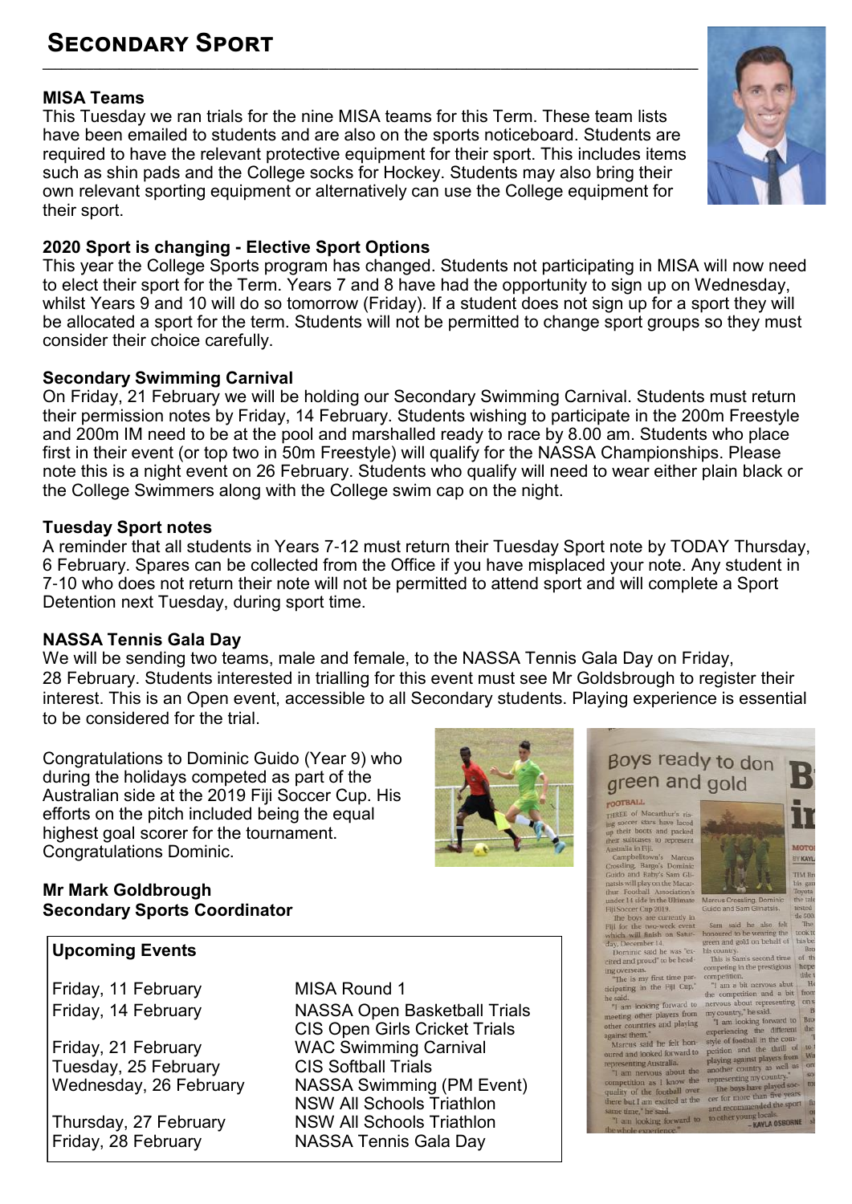# Secondary Sport

**MISA Teams**

This Tuesday we ran trials for the nine MISA teams for this Term. These team lists have been emailed to students and are also on the sports noticeboard. Students are required to have the relevant protective equipment for their sport. This includes items such as shin pads and the College socks for Hockey. Students may also bring their own relevant sporting equipment or alternatively can use the College equipment for their sport.

**2020 Sport is changing - Elective Sport Options**

This year the College Sports program has changed. Students not participating in MISA will now need to elect their sport for the Term. Years 7 and 8 have had the opportunity to sign up on Wednesday, whilst Years 9 and 10 will do so tomorrow (Friday). If a student does not sign up for a sport they will be allocated a sport for the term. Students will not be permitted to change sport groups so they must consider their choice carefully.

**Secondary Swimming Carnival**

On Friday, 21 February we will be holding our Secondary Swimming Carnival. Students must return their permission notes by Friday, 14 February. Students wishing to participate in the 200m Freestyle and 200m IM need to be at the pool and marshalled ready to race by 8.00 am. Students who place first in their event (or top two in 50m Freestyle) will qualify for the NASSA Championships. Please note this is a night event on 26 February. Students who qualify will need to wear either plain black or the College Swimmers along with the College swim cap on the night.

**Tuesday Sport notes**

A reminder that all students in Years 7-12 must return their Tuesday Sport note by TODAY Thursday, 6 February. Spares can be collected from the Office if you have misplaced your note. Any student in 7-10 who does not return their note will not be permitted to attend sport and will complete a Sport Detention next Tuesday, during sport time.

**NASSA Tennis Gala Day**

We will be sending two teams, male and female, to the NASSA Tennis Gala Day on Friday, 28 February. Students interested in trialling for this event must see Mr Goldsbrough to register their interest. This is an Open event, accessible to all Secondary students. Playing experience is essential to be considered for the trial.

Congratulations to Dominic Guido (Year 9) who during the holidays competed as part of the Australian side at the 2019 Fiji Soccer Cup. His efforts on the pitch included being the equal highest goal scorer for the tournament. Congratulations Dominic.

**Mr Mark Goldbrough**
**Secondary Sports Coordinator**

**Upcoming Events**

| Date | Event |
|---|---|
| Friday, 11 February | MISA Round 1 |
| Friday, 14 February | NASSA Open Basketball Trials<br>CIS Open Girls Cricket Trials |
| Friday, 21 February | WAC Swimming Carnival |
| Tuesday, 25 February | CIS Softball Trials |
| Wednesday, 26 February | NASSA Swimming (PM Event)<br>NSW All Schools Triathlon |
| Thursday, 27 February | NSW All Schools Triathlon |
| Friday, 28 February | NASSA Tennis Gala Day |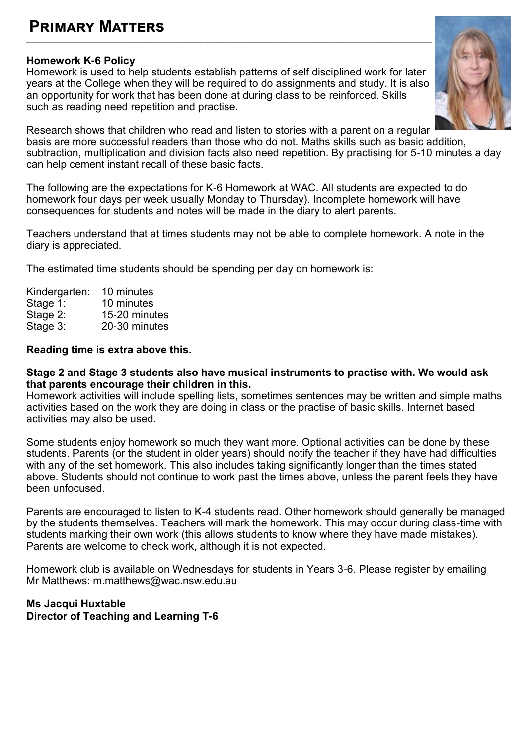# Primary Matters

**Homework K-6 Policy**

Homework is used to help students establish patterns of self disciplined work for later years at the College when they will be required to do assignments and study. It is also an opportunity for work that has been done at during class to be reinforced. Skills such as reading need repetition and practise.

Research shows that children who read and listen to stories with a parent on a regular basis are more successful readers than those who do not. Maths skills such as basic addition, subtraction, multiplication and division facts also need repetition. By practising for 5-10 minutes a day can help cement instant recall of these basic facts.

The following are the expectations for K-6 Homework at WAC. All students are expected to do homework four days per week usually Monday to Thursday). Incomplete homework will have consequences for students and notes will be made in the diary to alert parents.

Teachers understand that at times students may not be able to complete homework. A note in the diary is appreciated.

The estimated time students should be spending per day on homework is:

Kindergarten: 10 minutes
Stage 1: 10 minutes
Stage 2: 15-20 minutes
Stage 3: 20-30 minutes

**Reading time is extra above this.**

**Stage 2 and Stage 3 students also have musical instruments to practise with. We would ask that parents encourage their children in this.**

Homework activities will include spelling lists, sometimes sentences may be written and simple maths activities based on the work they are doing in class or the practise of basic skills. Internet based activities may also be used.

Some students enjoy homework so much they want more. Optional activities can be done by these students. Parents (or the student in older years) should notify the teacher if they have had difficulties with any of the set homework. This also includes taking significantly longer than the times stated above. Students should not continue to work past the times above, unless the parent feels they have been unfocused.

Parents are encouraged to listen to K-4 students read. Other homework should generally be managed by the students themselves. Teachers will mark the homework. This may occur during class-time with students marking their own work (this allows students to know where they have made mistakes). Parents are welcome to check work, although it is not expected.

Homework club is available on Wednesdays for students in Years 3-6. Please register by emailing Mr Matthews: m.matthews@wac.nsw.edu.au

**Ms Jacqui Huxtable**
**Director of Teaching and Learning T-6**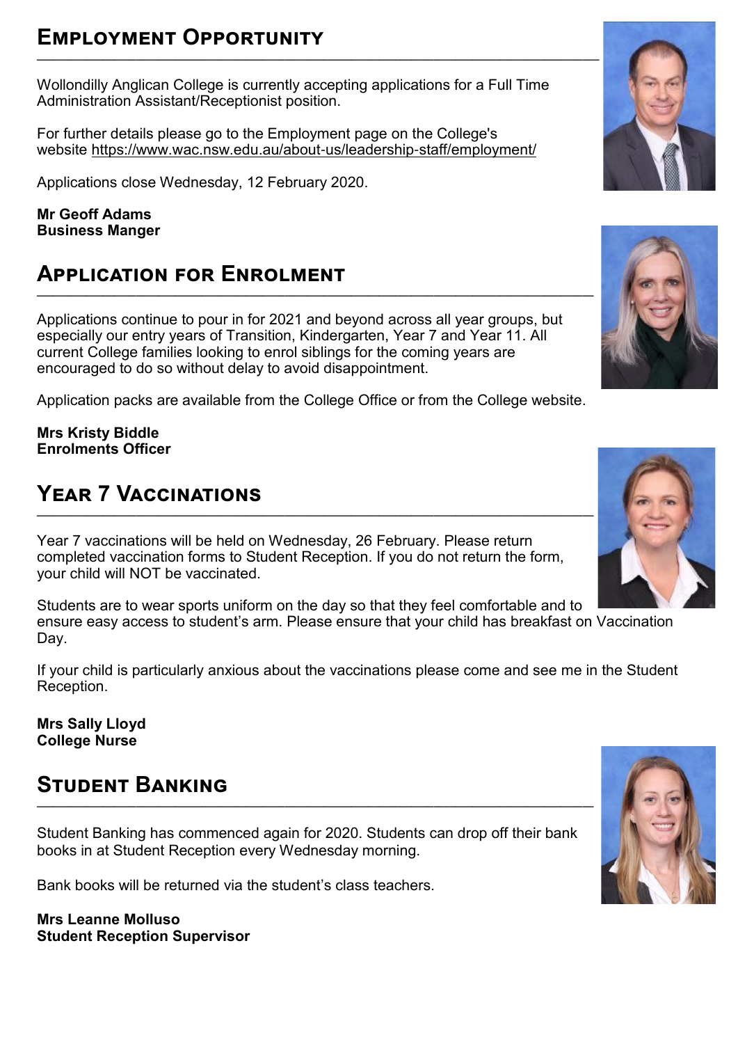## Employment Opportunity

Wollondilly Anglican College is currently accepting applications for a Full Time Administration Assistant/Receptionist position.

For further details please go to the Employment page on the College's website https://www.wac.nsw.edu.au/about-us/leadership-staff/employment/

Applications close Wednesday, 12 February 2020.

**Mr Geoff Adams**
**Business Manger**

## Application for Enrolment

Applications continue to pour in for 2021 and beyond across all year groups, but especially our entry years of Transition, Kindergarten, Year 7 and Year 11. All current College families looking to enrol siblings for the coming years are encouraged to do so without delay to avoid disappointment.

Application packs are available from the College Office or from the College website.

**Mrs Kristy Biddle**
**Enrolments Officer**

## Year 7 Vaccinations

Year 7 vaccinations will be held on Wednesday, 26 February. Please return completed vaccination forms to Student Reception. If you do not return the form, your child will NOT be vaccinated.

Students are to wear sports uniform on the day so that they feel comfortable and to ensure easy access to student's arm. Please ensure that your child has breakfast on Vaccination Day.

If your child is particularly anxious about the vaccinations please come and see me in the Student Reception.

**Mrs Sally Lloyd**
**College Nurse**

## Student Banking

Student Banking has commenced again for 2020. Students can drop off their bank books in at Student Reception every Wednesday morning.

Bank books will be returned via the student's class teachers.

**Mrs Leanne Molluso**
**Student Reception Supervisor**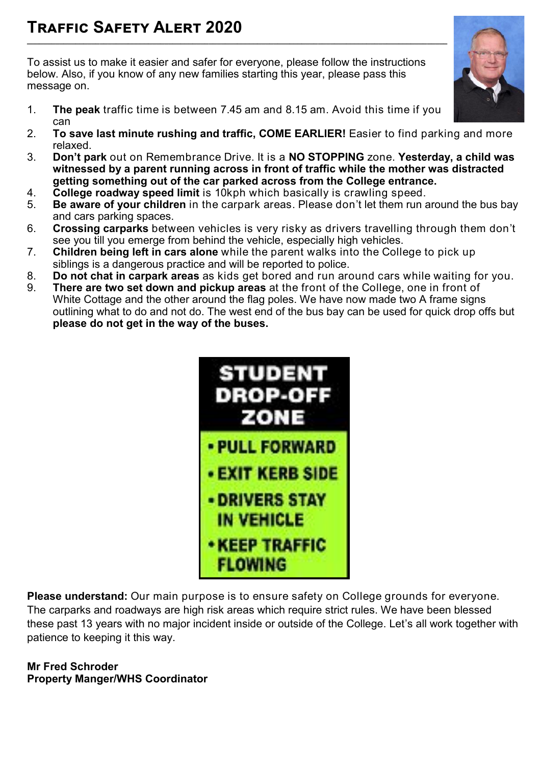# Traffic Safety Alert 2020

To assist us to make it easier and safer for everyone, please follow the instructions below. Also, if you know of any new families starting this year, please pass this message on.

1. **The peak** traffic time is between 7.45 am and 8.15 am. Avoid this time if you can
2. **To save last minute rushing and traffic, COME EARLIER!** Easier to find parking and more relaxed.
3. **Don't park** out on Remembrance Drive. It is a **NO STOPPING** zone. **Yesterday, a child was witnessed by a parent running across in front of traffic while the mother was distracted getting something out of the car parked across from the College entrance.**
4. **College roadway speed limit** is 10kph which basically is crawling speed.
5. **Be aware of your children** in the carpark areas. Please don't let them run around the bus bay and cars parking spaces.
6. **Crossing carparks** between vehicles is very risky as drivers travelling through them don't see you till you emerge from behind the vehicle, especially high vehicles.
7. **Children being left in cars alone** while the parent walks into the College to pick up siblings is a dangerous practice and will be reported to police.
8. **Do not chat in carpark areas** as kids get bored and run around cars while waiting for you.
9. **There are two set down and pickup areas** at the front of the College, one in front of White Cottage and the other around the flag poles. We have now made two A frame signs outlining what to do and not do. The west end of the bus bay can be used for quick drop offs but **please do not get in the way of the buses.**

**STUDENT DROP-OFF ZONE**

- PULL FORWARD
- EXIT KERB SIDE
- DRIVERS STAY IN VEHICLE
- KEEP TRAFFIC FLOWING

**Please understand:** Our main purpose is to ensure safety on College grounds for everyone. The carparks and roadways are high risk areas which require strict rules. We have been blessed these past 13 years with no major incident inside or outside of the College. Let's all work together with patience to keeping it this way.

**Mr Fred Schroder**
**Property Manger/WHS Coordinator**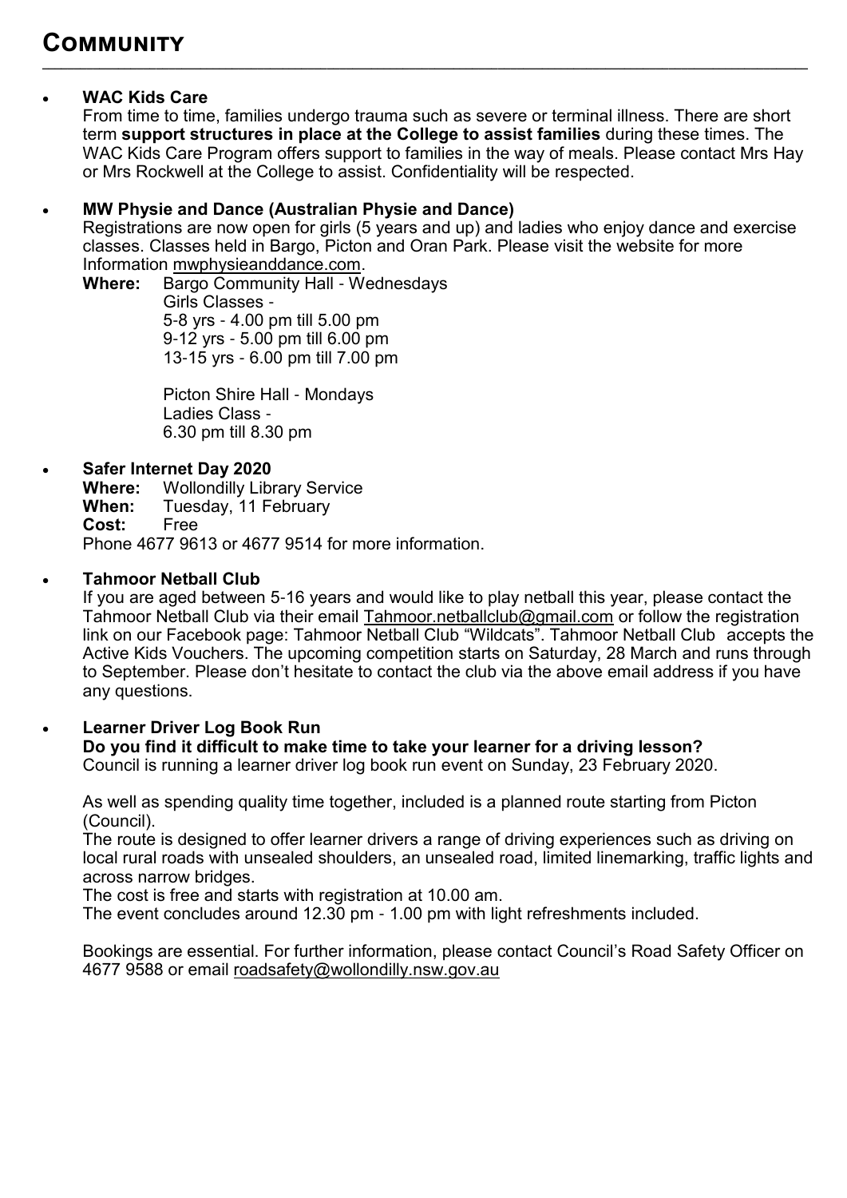# COMMUNITY

- **WAC Kids Care**
  From time to time, families undergo trauma such as severe or terminal illness. There are short term **support structures in place at the College to assist families** during these times. The WAC Kids Care Program offers support to families in the way of meals. Please contact Mrs Hay or Mrs Rockwell at the College to assist. Confidentiality will be respected.

- **MW Physie and Dance (Australian Physie and Dance)**
  Registrations are now open for girls (5 years and up) and ladies who enjoy dance and exercise classes. Classes held in Bargo, Picton and Oran Park. Please visit the website for more Information mwphysieanddance.com.
  **Where:** Bargo Community Hall - Wednesdays
  Girls Classes -
  5-8 yrs - 4.00 pm till 5.00 pm
  9-12 yrs - 5.00 pm till 6.00 pm
  13-15 yrs - 6.00 pm till 7.00 pm

  Picton Shire Hall - Mondays
  Ladies Class -
  6.30 pm till 8.30 pm

- **Safer Internet Day 2020**
  **Where:** Wollondilly Library Service
  **When:** Tuesday, 11 February
  **Cost:** Free
  Phone 4677 9613 or 4677 9514 for more information.

- **Tahmoor Netball Club**
  If you are aged between 5-16 years and would like to play netball this year, please contact the Tahmoor Netball Club via their email Tahmoor.netballclub@gmail.com or follow the registration link on our Facebook page: Tahmoor Netball Club "Wildcats". Tahmoor Netball Club accepts the Active Kids Vouchers. The upcoming competition starts on Saturday, 28 March and runs through to September. Please don't hesitate to contact the club via the above email address if you have any questions.

- **Learner Driver Log Book Run**
  **Do you find it difficult to make time to take your learner for a driving lesson?**
  Council is running a learner driver log book run event on Sunday, 23 February 2020.

  As well as spending quality time together, included is a planned route starting from Picton (Council).
  The route is designed to offer learner drivers a range of driving experiences such as driving on local rural roads with unsealed shoulders, an unsealed road, limited linemarking, traffic lights and across narrow bridges.
  The cost is free and starts with registration at 10.00 am.
  The event concludes around 12.30 pm - 1.00 pm with light refreshments included.

  Bookings are essential. For further information, please contact Council's Road Safety Officer on 4677 9588 or email roadsafety@wollondilly.nsw.gov.au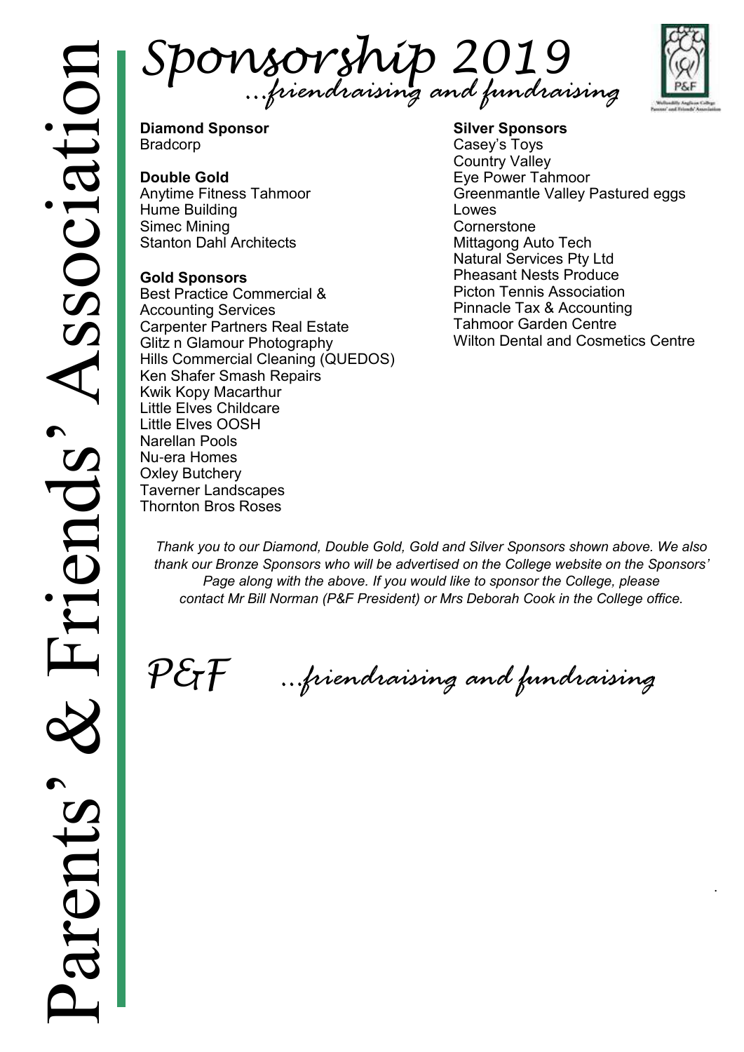# Sponsorship 2019

*...friendraising and fundraising*

**Diamond Sponsor**
Bradcorp

**Double Gold**
Anytime Fitness Tahmoor
Hume Building
Simec Mining
Stanton Dahl Architects

**Gold Sponsors**
Best Practice Commercial & Accounting Services
Carpenter Partners Real Estate
Glitz n Glamour Photography
Hills Commercial Cleaning (QUEDOS)
Ken Shafer Smash Repairs
Kwik Kopy Macarthur
Little Elves Childcare
Little Elves OOSH
Narellan Pools
Nu-era Homes
Oxley Butchery
Taverner Landscapes
Thornton Bros Roses

**Silver Sponsors**
Casey's Toys
Country Valley
Eye Power Tahmoor
Greenmantle Valley Pastured eggs
Lowes
Cornerstone
Mittagong Auto Tech
Natural Services Pty Ltd
Pheasant Nests Produce
Picton Tennis Association
Pinnacle Tax & Accounting
Tahmoor Garden Centre
Wilton Dental and Cosmetics Centre

*Thank you to our Diamond, Double Gold, Gold and Silver Sponsors shown above. We also thank our Bronze Sponsors who will be advertised on the College website on the Sponsors' Page along with the above. If you would like to sponsor the College, please contact Mr Bill Norman (P&F President) or Mrs Deborah Cook in the College office.*

*P&F ...friendraising and fundraising*

Parents' & Friends' Association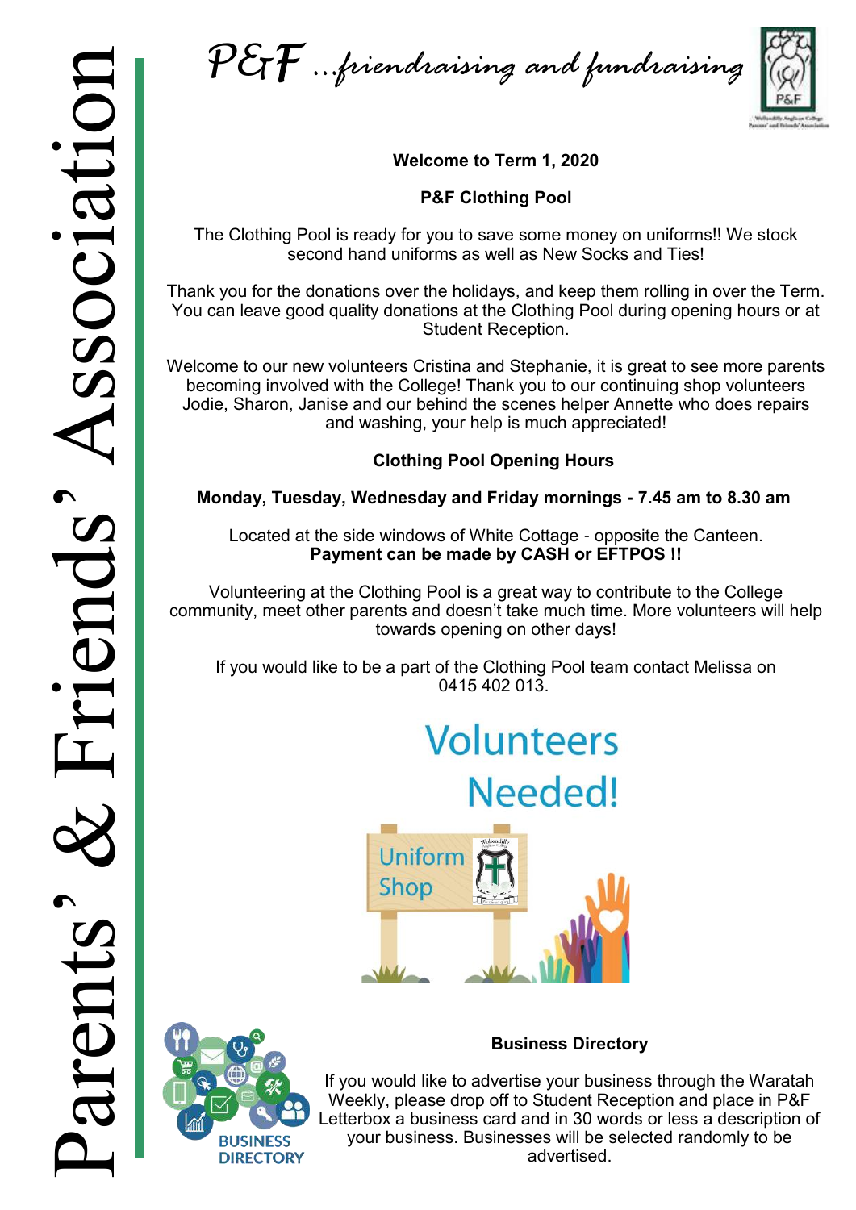# Parents' & Friends' Association

*P&F ...friendraising and fundraising*

**Welcome to Term 1, 2020**

**P&F Clothing Pool**

The Clothing Pool is ready for you to save some money on uniforms!! We stock second hand uniforms as well as New Socks and Ties!

Thank you for the donations over the holidays, and keep them rolling in over the Term. You can leave good quality donations at the Clothing Pool during opening hours or at Student Reception.

Welcome to our new volunteers Cristina and Stephanie, it is great to see more parents becoming involved with the College! Thank you to our continuing shop volunteers Jodie, Sharon, Janise and our behind the scenes helper Annette who does repairs and washing, your help is much appreciated!

**Clothing Pool Opening Hours**

**Monday, Tuesday, Wednesday and Friday mornings - 7.45 am to 8.30 am**

Located at the side windows of White Cottage - opposite the Canteen.
**Payment can be made by CASH or EFTPOS !!**

Volunteering at the Clothing Pool is a great way to contribute to the College community, meet other parents and doesn't take much time. More volunteers will help towards opening on other days!

If you would like to be a part of the Clothing Pool team contact Melissa on 0415 402 013.

## Volunteers Needed!

Uniform Shop

**Business Directory**

If you would like to advertise your business through the Waratah Weekly, please drop off to Student Reception and place in P&F Letterbox a business card and in 30 words or less a description of your business. Businesses will be selected randomly to be advertised.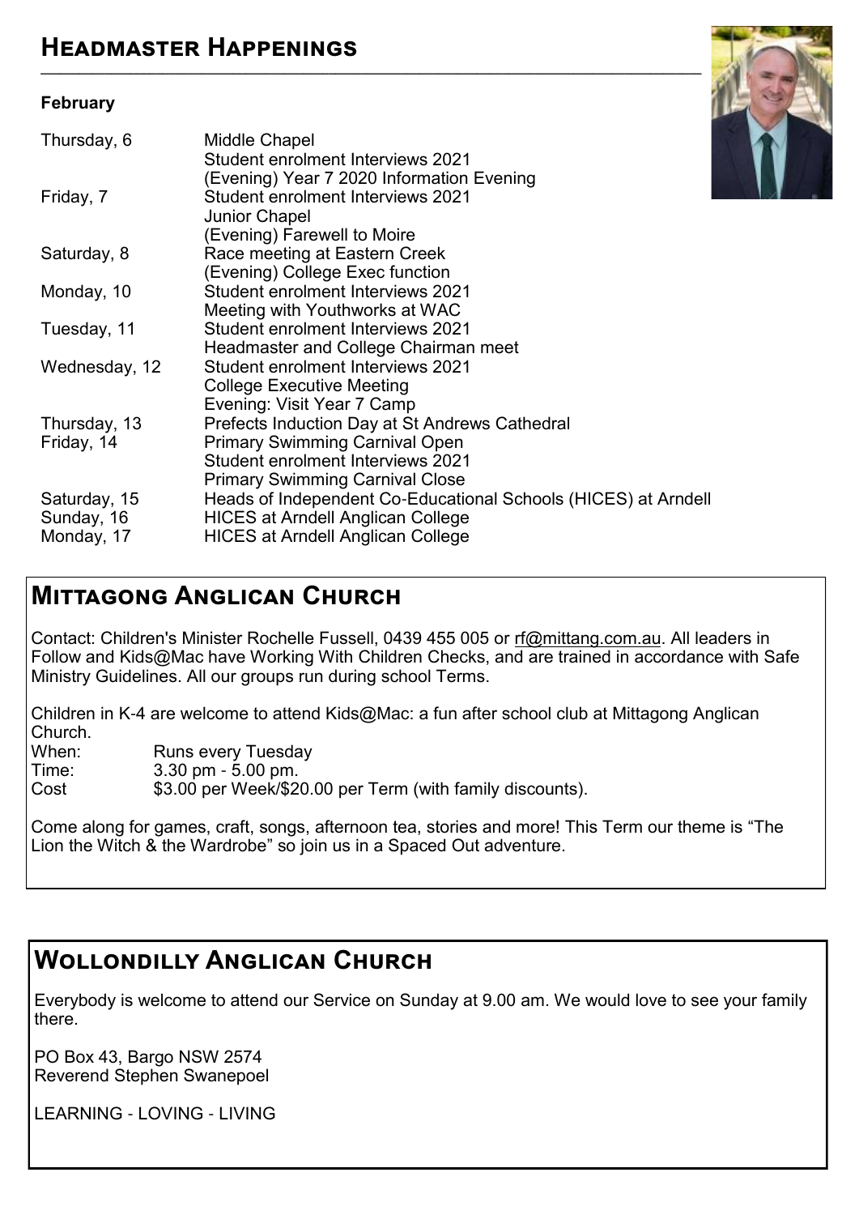## Headmaster Happenings

**February**

| | |
|---|---|
| Thursday, 6 | Middle Chapel<br>Student enrolment Interviews 2021<br>(Evening) Year 7 2020 Information Evening |
| Friday, 7 | Student enrolment Interviews 2021<br>Junior Chapel<br>(Evening) Farewell to Moire |
| Saturday, 8 | Race meeting at Eastern Creek<br>(Evening) College Exec function |
| Monday, 10 | Student enrolment Interviews 2021<br>Meeting with Youthworks at WAC |
| Tuesday, 11 | Student enrolment Interviews 2021<br>Headmaster and College Chairman meet |
| Wednesday, 12 | Student enrolment Interviews 2021<br>College Executive Meeting<br>Evening: Visit Year 7 Camp |
| Thursday, 13 | Prefects Induction Day at St Andrews Cathedral |
| Friday, 14 | Primary Swimming Carnival Open<br>Student enrolment Interviews 2021<br>Primary Swimming Carnival Close |
| Saturday, 15 | Heads of Independent Co-Educational Schools (HICES) at Arndell |
| Sunday, 16 | HICES at Arndell Anglican College |
| Monday, 17 | HICES at Arndell Anglican College |

## Mittagong Anglican Church

Contact: Children's Minister Rochelle Fussell, 0439 455 005 or rf@mittang.com.au. All leaders in Follow and Kids@Mac have Working With Children Checks, and are trained in accordance with Safe Ministry Guidelines. All our groups run during school Terms.

Children in K-4 are welcome to attend Kids@Mac: a fun after school club at Mittagong Anglican Church.

When: Runs every Tuesday
Time: 3.30 pm - 5.00 pm.
Cost $3.00 per Week/$20.00 per Term (with family discounts).

Come along for games, craft, songs, afternoon tea, stories and more! This Term our theme is "The Lion the Witch & the Wardrobe" so join us in a Spaced Out adventure.

## Wollondilly Anglican Church

Everybody is welcome to attend our Service on Sunday at 9.00 am. We would love to see your family there.

PO Box 43, Bargo NSW 2574
Reverend Stephen Swanepoel

LEARNING - LOVING - LIVING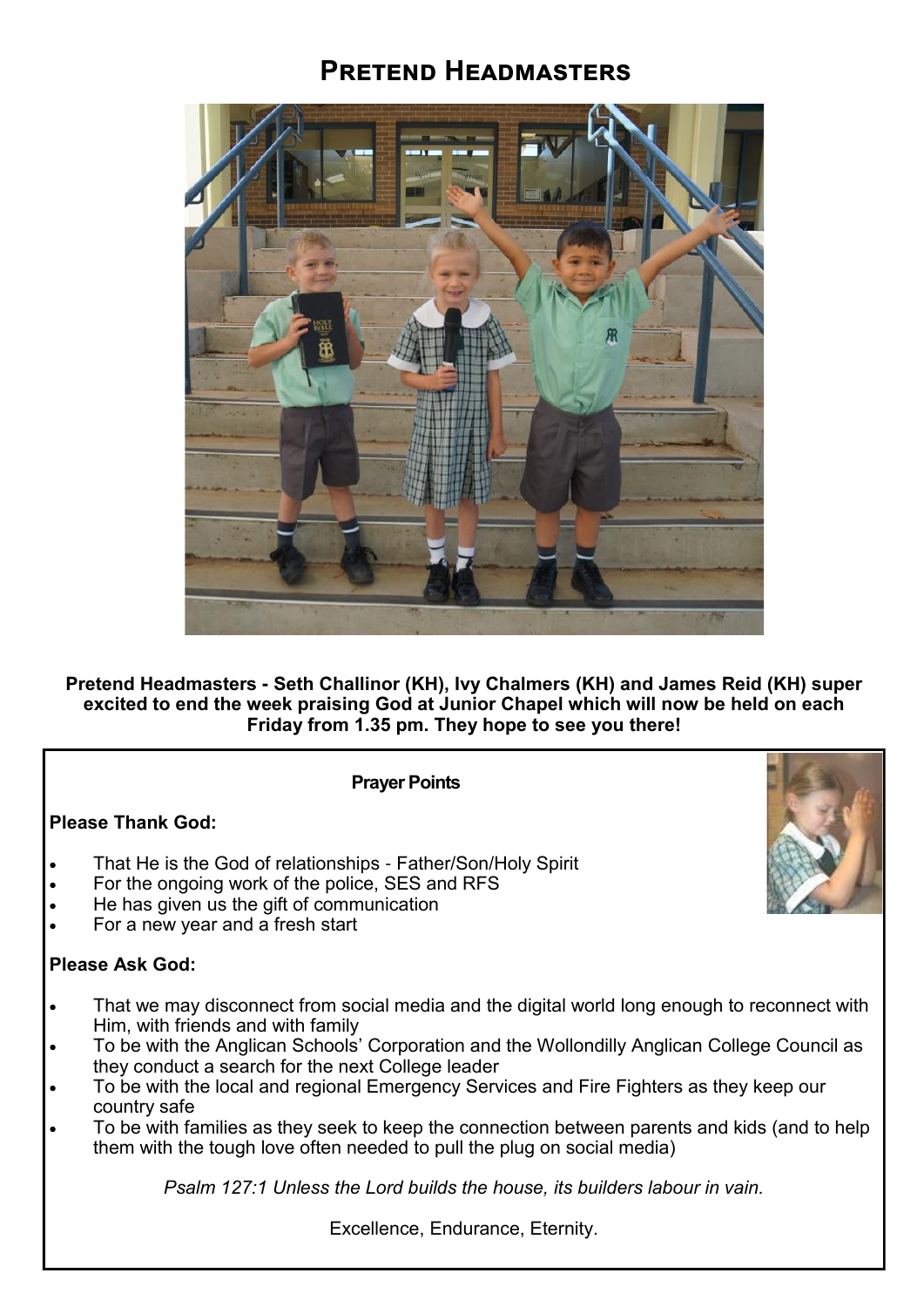# Pretend Headmasters

**Pretend Headmasters - Seth Challinor (KH), Ivy Chalmers (KH) and James Reid (KH) super excited to end the week praising God at Junior Chapel which will now be held on each Friday from 1.35 pm. They hope to see you there!**

**Prayer Points**

**Please Thank God:**

- That He is the God of relationships - Father/Son/Holy Spirit
- For the ongoing work of the police, SES and RFS
- He has given us the gift of communication
- For a new year and a fresh start

**Please Ask God:**

- That we may disconnect from social media and the digital world long enough to reconnect with Him, with friends and with family
- To be with the Anglican Schools' Corporation and the Wollondilly Anglican College Council as they conduct a search for the next College leader
- To be with the local and regional Emergency Services and Fire Fighters as they keep our country safe
- To be with families as they seek to keep the connection between parents and kids (and to help them with the tough love often needed to pull the plug on social media)

*Psalm 127:1 Unless the Lord builds the house, its builders labour in vain.*

Excellence, Endurance, Eternity.